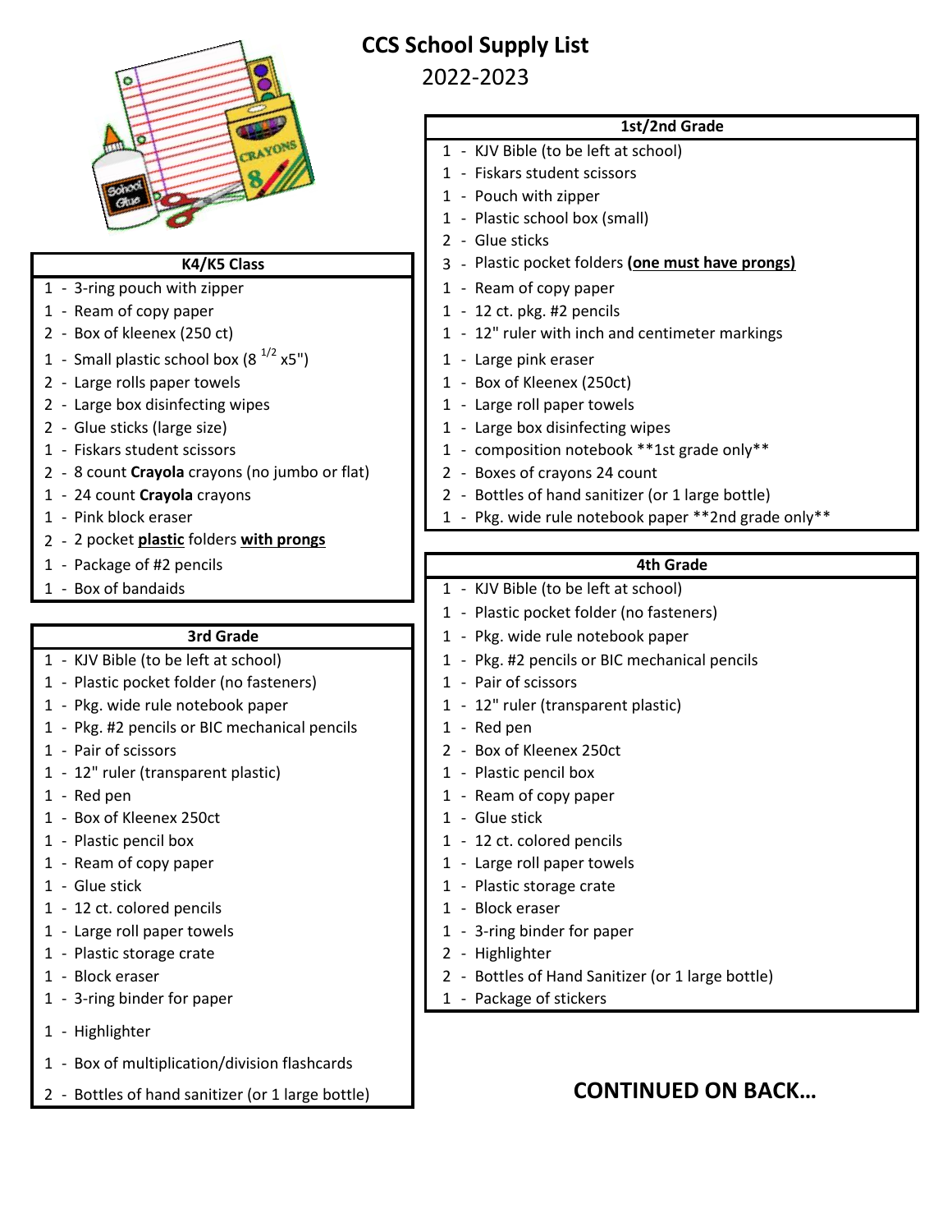# CCS School Supply List

2022-2023

## K4/K5 Class

- 1 - 3-ring pouch with zipper
- 1 - Ream of copy paper
- 2 - Box of kleenex (250 ct)
- 1 - Small plastic school box ($8^{1/2}$ x5")
- 2 - Large rolls paper towels
- 2 - Large box disinfecting wipes
- 2 - Glue sticks (large size)
- 1 - Fiskars student scissors
- 2 - 8 count **Crayola** crayons (no jumbo or flat)
- 1 - 24 count **Crayola** crayons
- 1 - Pink block eraser
- 2 - 2 pocket **plastic** folders **with prongs**
- 1 - Package of #2 pencils
- 1 - Box of bandaids

## 3rd Grade

- 1 - KJV Bible (to be left at school)
- 1 - Plastic pocket folder (no fasteners)
- 1 - Pkg. wide rule notebook paper
- 1 - Pkg. #2 pencils or BIC mechanical pencils
- 1 - Pair of scissors
- 1 - 12" ruler (transparent plastic)
- 1 - Red pen
- 1 - Box of Kleenex 250ct
- 1 - Plastic pencil box
- 1 - Ream of copy paper
- 1 - Glue stick
- 1 - 12 ct. colored pencils
- 1 - Large roll paper towels
- 1 - Plastic storage crate
- 1 - Block eraser
- 1 - 3-ring binder for paper
- 1 - Highlighter
- 1 - Box of multiplication/division flashcards
- 2 - Bottles of hand sanitizer (or 1 large bottle)

## 1st/2nd Grade

- 1 - KJV Bible (to be left at school)
- 1 - Fiskars student scissors
- 1 - Pouch with zipper
- 1 - Plastic school box (small)
- 2 - Glue sticks
- 3 - Plastic pocket folders **(one must have prongs)**
- 1 - Ream of copy paper
- 1 - 12 ct. pkg. #2 pencils
- 1 - 12" ruler with inch and centimeter markings
- 1 - Large pink eraser
- 1 - Box of Kleenex (250ct)
- 1 - Large roll paper towels
- 1 - Large box disinfecting wipes
- 1 - composition notebook **1st grade only**
- 2 - Boxes of crayons 24 count
- 2 - Bottles of hand sanitizer (or 1 large bottle)
- 1 - Pkg. wide rule notebook paper **2nd grade only**

## 4th Grade

- 1 - KJV Bible (to be left at school)
- 1 - Plastic pocket folder (no fasteners)
- 1 - Pkg. wide rule notebook paper
- 1 - Pkg. #2 pencils or BIC mechanical pencils
- 1 - Pair of scissors
- 1 - 12" ruler (transparent plastic)
- 1 - Red pen
- 2 - Box of Kleenex 250ct
- 1 - Plastic pencil box
- 1 - Ream of copy paper
- 1 - Glue stick
- 1 - 12 ct. colored pencils
- 1 - Large roll paper towels
- 1 - Plastic storage crate
- 1 - Block eraser
- 1 - 3-ring binder for paper
- 2 - Highlighter
- 2 - Bottles of Hand Sanitizer (or 1 large bottle)
- 1 - Package of stickers

**CONTINUED ON BACK…**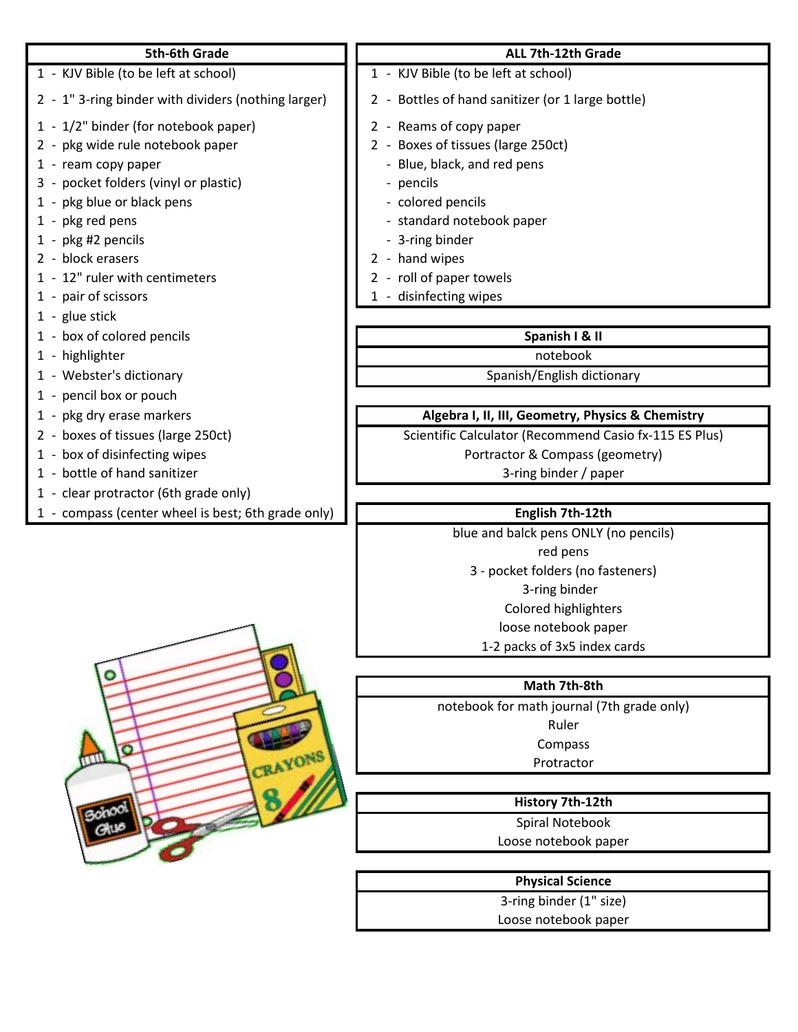| 5th-6th Grade |
| --- |
| 1 - KJV Bible (to be left at school) |
| 2 - 1" 3-ring binder with dividers (nothing larger) |
| 1 - 1/2" binder (for notebook paper) |
| 2 - pkg wide rule notebook paper |
| 1 - ream copy paper |
| 3 - pocket folders (vinyl or plastic) |
| 1 - pkg blue or black pens |
| 1 - pkg red pens |
| 1 - pkg #2 pencils |
| 2 - block erasers |
| 1 - 12" ruler with centimeters |
| 1 - pair of scissors |
| 1 - glue stick |
| 1 - box of colored pencils |
| 1 - highlighter |
| 1 - Webster's dictionary |
| 1 - pencil box or pouch |
| 1 - pkg dry erase markers |
| 2 - boxes of tissues (large 250ct) |
| 1 - box of disinfecting wipes |
| 1 - bottle of hand sanitizer |
| 1 - clear protractor (6th grade only) |
| 1 - compass (center wheel is best; 6th grade only) |

| ALL 7th-12th Grade |
| --- |
| 1 - KJV Bible (to be left at school) |
| 2 - Bottles of hand sanitizer (or 1 large bottle) |
| 2 - Reams of copy paper |
| 2 - Boxes of tissues (large 250ct) |
| - Blue, black, and red pens |
| - pencils |
| - colored pencils |
| - standard notebook paper |
| - 3-ring binder |
| 2 - hand wipes |
| 2 - roll of paper towels |
| 1 - disinfecting wipes |

| Spanish I & II |
| --- |
| notebook |
| Spanish/English dictionary |

| Algebra I, II, III, Geometry, Physics & Chemistry |
| --- |
| Scientific Calculator (Recommend Casio fx-115 ES Plus) |
| Portractor & Compass (geometry) |
| 3-ring binder / paper |

| English 7th-12th |
| --- |
| blue and balck pens ONLY (no pencils) |
| red pens |
| 3 - pocket folders (no fasteners) |
| 3-ring binder |
| Colored highlighters |
| loose notebook paper |
| 1-2 packs of 3x5 index cards |

| Math 7th-8th |
| --- |
| notebook for math journal (7th grade only) |
| Ruler |
| Compass |
| Protractor |

| History 7th-12th |
| --- |
| Spiral Notebook |
| Loose notebook paper |

| Physical Science |
| --- |
| 3-ring binder (1" size) |
| Loose notebook paper |